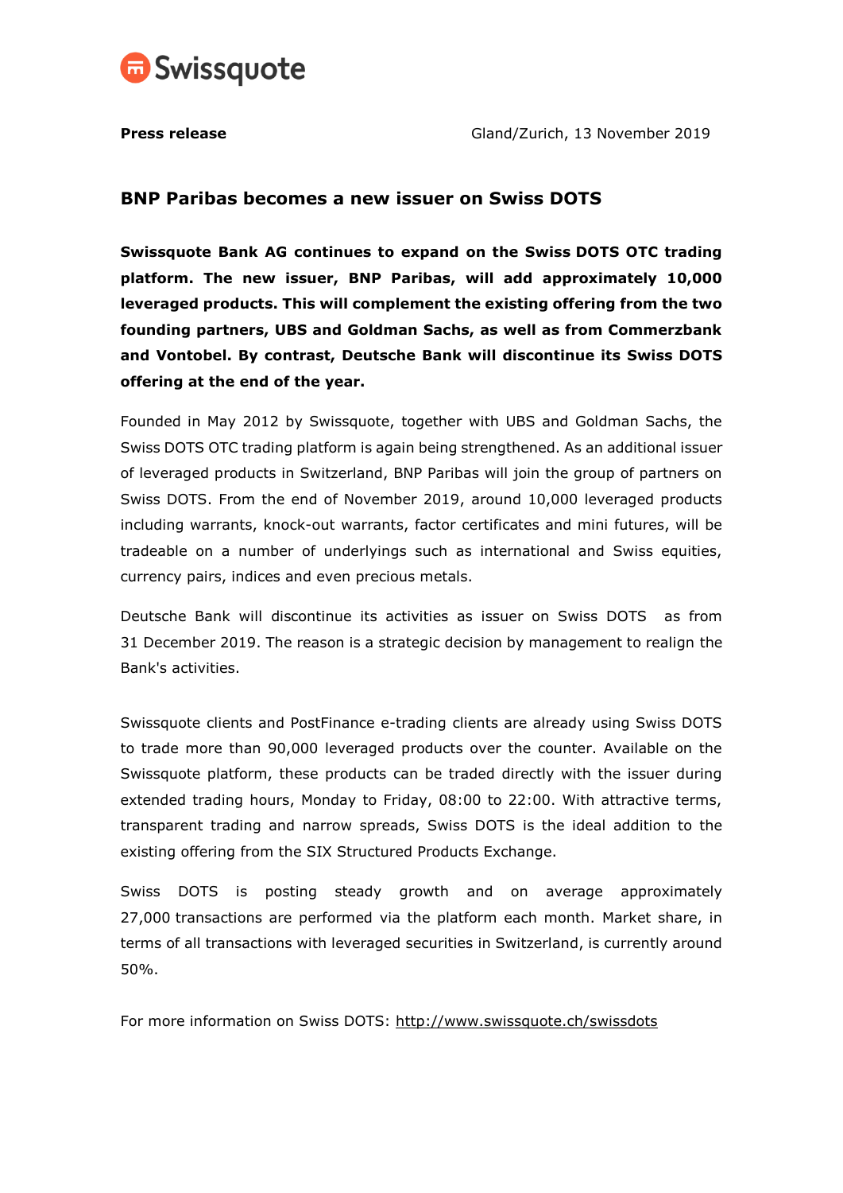**Press release** Gland/Zurich, 13 November 2019

## BNP Paribas becomes a new issuer on Swiss DOTS

**Swissquote Bank AG continues to expand on the Swiss DOTS OTC trading platform. The new issuer, BNP Paribas, will add approximately 10,000 leveraged products. This will complement the existing offering from the two founding partners, UBS and Goldman Sachs, as well as from Commerzbank and Vontobel. By contrast, Deutsche Bank will discontinue its Swiss DOTS offering at the end of the year.**

Founded in May 2012 by Swissquote, together with UBS and Goldman Sachs, the Swiss DOTS OTC trading platform is again being strengthened. As an additional issuer of leveraged products in Switzerland, BNP Paribas will join the group of partners on Swiss DOTS. From the end of November 2019, around 10,000 leveraged products including warrants, knock-out warrants, factor certificates and mini futures, will be tradeable on a number of underlyings such as international and Swiss equities, currency pairs, indices and even precious metals.

Deutsche Bank will discontinue its activities as issuer on Swiss DOTS as from 31 December 2019. The reason is a strategic decision by management to realign the Bank's activities.

Swissquote clients and PostFinance e-trading clients are already using Swiss DOTS to trade more than 90,000 leveraged products over the counter. Available on the Swissquote platform, these products can be traded directly with the issuer during extended trading hours, Monday to Friday, 08:00 to 22:00. With attractive terms, transparent trading and narrow spreads, Swiss DOTS is the ideal addition to the existing offering from the SIX Structured Products Exchange.

Swiss DOTS is posting steady growth and on average approximately 27,000 transactions are performed via the platform each month. Market share, in terms of all transactions with leveraged securities in Switzerland, is currently around 50%.

For more information on Swiss DOTS: http://www.swissquote.ch/swissdots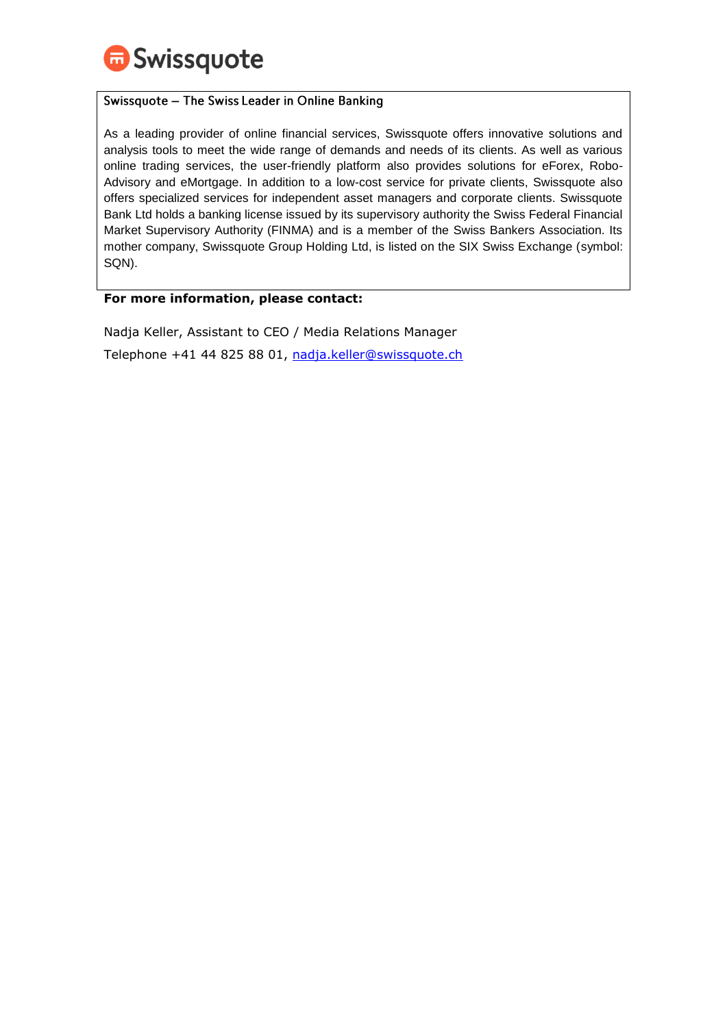Swissquote

**Swissquote – The Swiss Leader in Online Banking**

As a leading provider of online financial services, Swissquote offers innovative solutions and analysis tools to meet the wide range of demands and needs of its clients. As well as various online trading services, the user-friendly platform also provides solutions for eForex, Robo-Advisory and eMortgage. In addition to a low-cost service for private clients, Swissquote also offers specialized services for independent asset managers and corporate clients. Swissquote Bank Ltd holds a banking license issued by its supervisory authority the Swiss Federal Financial Market Supervisory Authority (FINMA) and is a member of the Swiss Bankers Association. Its mother company, Swissquote Group Holding Ltd, is listed on the SIX Swiss Exchange (symbol: SQN).

**For more information, please contact:**

Nadja Keller, Assistant to CEO / Media Relations Manager

Telephone +41 44 825 88 01, nadja.keller@swissquote.ch